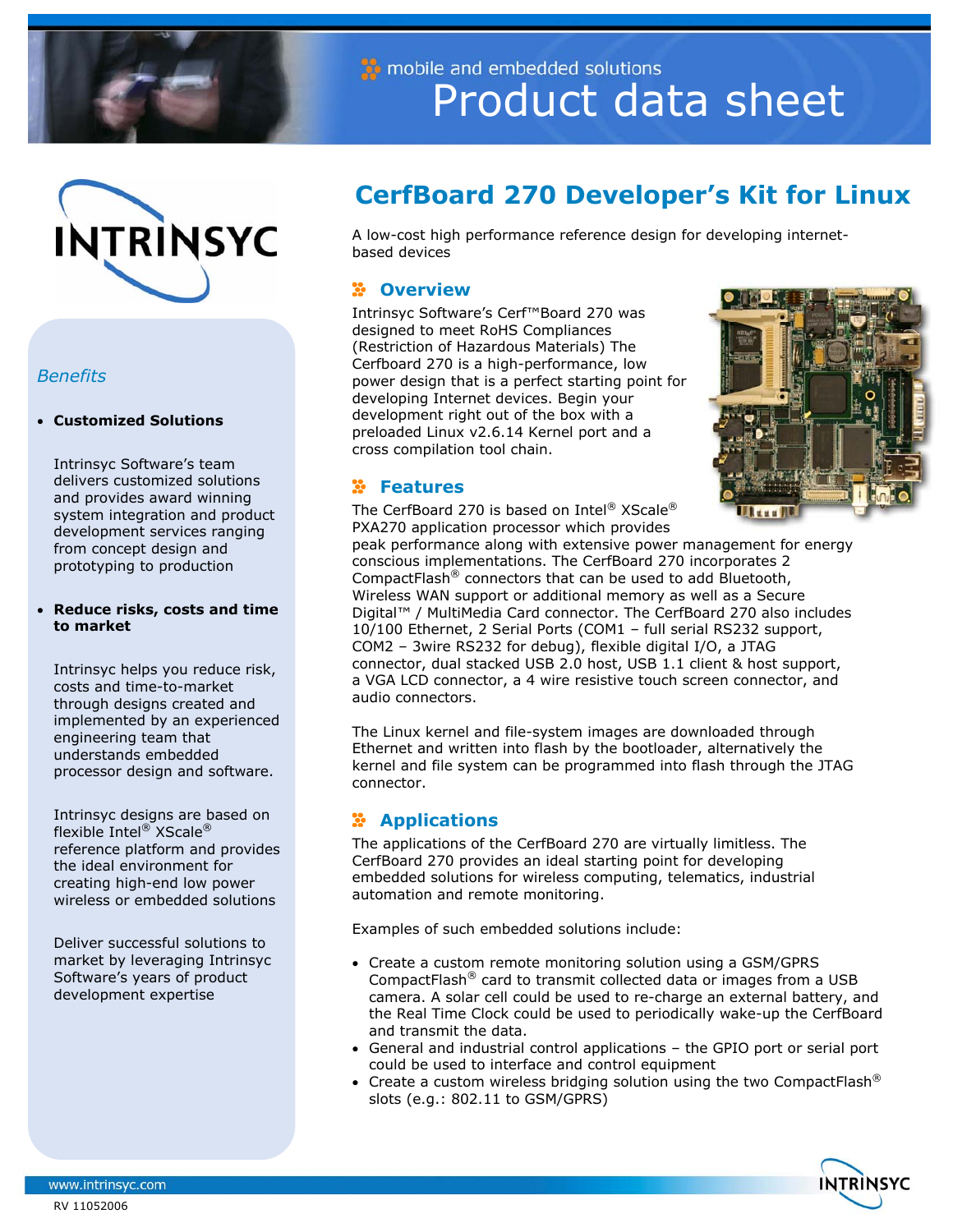mobile and embedded solutions

# Product data sheet

## CerfBoard 270 Developer's Kit for Linux

A low-cost high performance reference design for developing internet-based devices

### Overview

Intrinsyc Software's Cerf™Board 270 was designed to meet RoHS Compliances (Restriction of Hazardous Materials) The Cerfboard 270 is a high-performance, low power design that is a perfect starting point for developing Internet devices. Begin your development right out of the box with a preloaded Linux v2.6.14 Kernel port and a cross compilation tool chain.

### Features

The CerfBoard 270 is based on Intel® XScale® PXA270 application processor which provides peak performance along with extensive power management for energy conscious implementations. The CerfBoard 270 incorporates 2 CompactFlash® connectors that can be used to add Bluetooth, Wireless WAN support or additional memory as well as a Secure Digital™ / MultiMedia Card connector. The CerfBoard 270 also includes 10/100 Ethernet, 2 Serial Ports (COM1 – full serial RS232 support, COM2 – 3wire RS232 for debug), flexible digital I/O, a JTAG connector, dual stacked USB 2.0 host, USB 1.1 client & host support, a VGA LCD connector, a 4 wire resistive touch screen connector, and audio connectors.

The Linux kernel and file-system images are downloaded through Ethernet and written into flash by the bootloader, alternatively the kernel and file system can be programmed into flash through the JTAG connector.

### Applications

The applications of the CerfBoard 270 are virtually limitless. The CerfBoard 270 provides an ideal starting point for developing embedded solutions for wireless computing, telematics, industrial automation and remote monitoring.

Examples of such embedded solutions include:

- Create a custom remote monitoring solution using a GSM/GPRS CompactFlash® card to transmit collected data or images from a USB camera. A solar cell could be used to re-charge an external battery, and the Real Time Clock could be used to periodically wake-up the CerfBoard and transmit the data.
- General and industrial control applications – the GPIO port or serial port could be used to interface and control equipment
- Create a custom wireless bridging solution using the two CompactFlash® slots (e.g.: 802.11 to GSM/GPRS)

### *Benefits*

- **Customized Solutions**

  Intrinsyc Software's team delivers customized solutions and provides award winning system integration and product development services ranging from concept design and prototyping to production

- **Reduce risks, costs and time to market**

  Intrinsyc helps you reduce risk, costs and time-to-market through designs created and implemented by an experienced engineering team that understands embedded processor design and software.

  Intrinsyc designs are based on flexible Intel® XScale® reference platform and provides the ideal environment for creating high-end low power wireless or embedded solutions

  Deliver successful solutions to market by leveraging Intrinsyc Software's years of product development expertise

www.intrinsyc.com

RV 11052006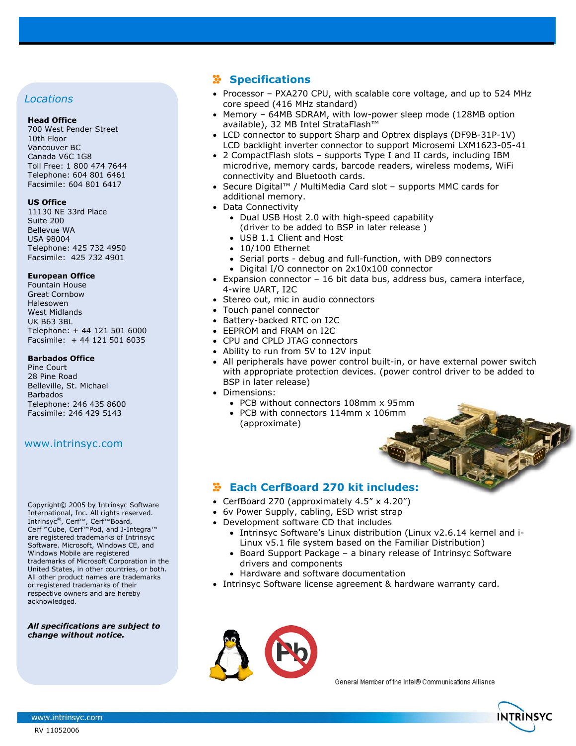## Locations

**Head Office**
700 West Pender Street
10th Floor
Vancouver BC
Canada V6C 1G8
Toll Free: 1 800 474 7644
Telephone: 604 801 6461
Facsimile: 604 801 6417

**US Office**
11130 NE 33rd Place
Suite 200
Bellevue WA
USA 98004
Telephone: 425 732 4950
Facsimile: 425 732 4901

**European Office**
Fountain House
Great Cornbow
Halesowen
West Midlands
UK B63 3BL
Telephone: + 44 121 501 6000
Facsimile: + 44 121 501 6035

**Barbados Office**
Pine Court
28 Pine Road
Belleville, St. Michael
Barbados
Telephone: 246 435 8600
Facsimile: 246 429 5143

www.intrinsyc.com

Copyright© 2005 by Intrinsyc Software International, Inc. All rights reserved. Intrinsyc®, Cerf™, Cerf™Board, Cerf™Cube, Cerf™Pod, and J-Integra™ are registered trademarks of Intrinsyc Software. Microsoft, Windows CE, and Windows Mobile are registered trademarks of Microsoft Corporation in the United States, in other countries, or both. All other product names are trademarks or registered trademarks of their respective owners and are hereby acknowledged.

***All specifications are subject to change without notice.***

## Specifications

- Processor – PXA270 CPU, with scalable core voltage, and up to 524 MHz core speed (416 MHz standard)
- Memory – 64MB SDRAM, with low-power sleep mode (128MB option available), 32 MB Intel StrataFlash™
- LCD connector to support Sharp and Optrex displays (DF9B-31P-1V) LCD backlight inverter connector to support Microsemi LXM1623-05-41
- 2 CompactFlash slots – supports Type I and II cards, including IBM microdrive, memory cards, barcode readers, wireless modems, WiFi connectivity and Bluetooth cards.
- Secure Digital™ / MultiMedia Card slot – supports MMC cards for additional memory.
- Data Connectivity
  - Dual USB Host 2.0 with high-speed capability (driver to be added to BSP in later release )
  - USB 1.1 Client and Host
  - 10/100 Ethernet
  - Serial ports - debug and full-function, with DB9 connectors
  - Digital I/O connector on 2x10x100 connector
- Expansion connector – 16 bit data bus, address bus, camera interface, 4-wire UART, I2C
- Stereo out, mic in audio connectors
- Touch panel connector
- Battery-backed RTC on I2C
- EEPROM and FRAM on I2C
- CPU and CPLD JTAG connectors
- Ability to run from 5V to 12V input
- All peripherals have power control built-in, or have external power switch with appropriate protection devices. (power control driver to be added to BSP in later release)
- Dimensions:
  - PCB without connectors 108mm x 95mm
  - PCB with connectors 114mm x 106mm (approximate)

## Each CerfBoard 270 kit includes:

- CerfBoard 270 (approximately 4.5" x 4.20")
- 6v Power Supply, cabling, ESD wrist strap
- Development software CD that includes
  - Intrinsyc Software's Linux distribution (Linux v2.6.14 kernel and i-Linux v5.1 file system based on the Familiar Distribution)
  - Board Support Package – a binary release of Intrinsyc Software drivers and components
  - Hardware and software documentation
- Intrinsyc Software license agreement & hardware warranty card.

General Member of the Intel® Communications Alliance

www.intrinsyc.com

RV 11052006